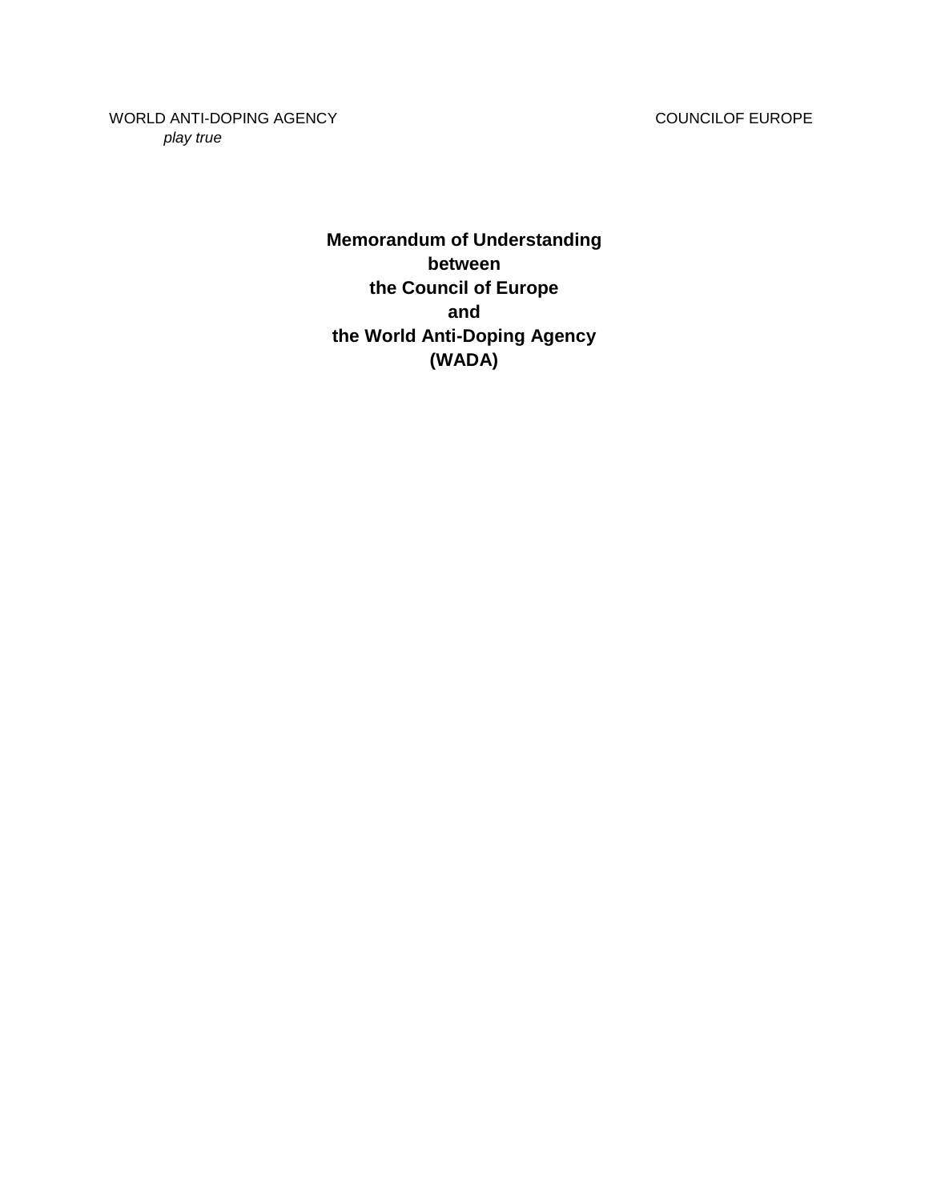WORLD ANTI-DOPING AGENCY
*play true*

COUNCILOF EUROPE

# Memorandum of Understanding between the Council of Europe and the World Anti-Doping Agency (WADA)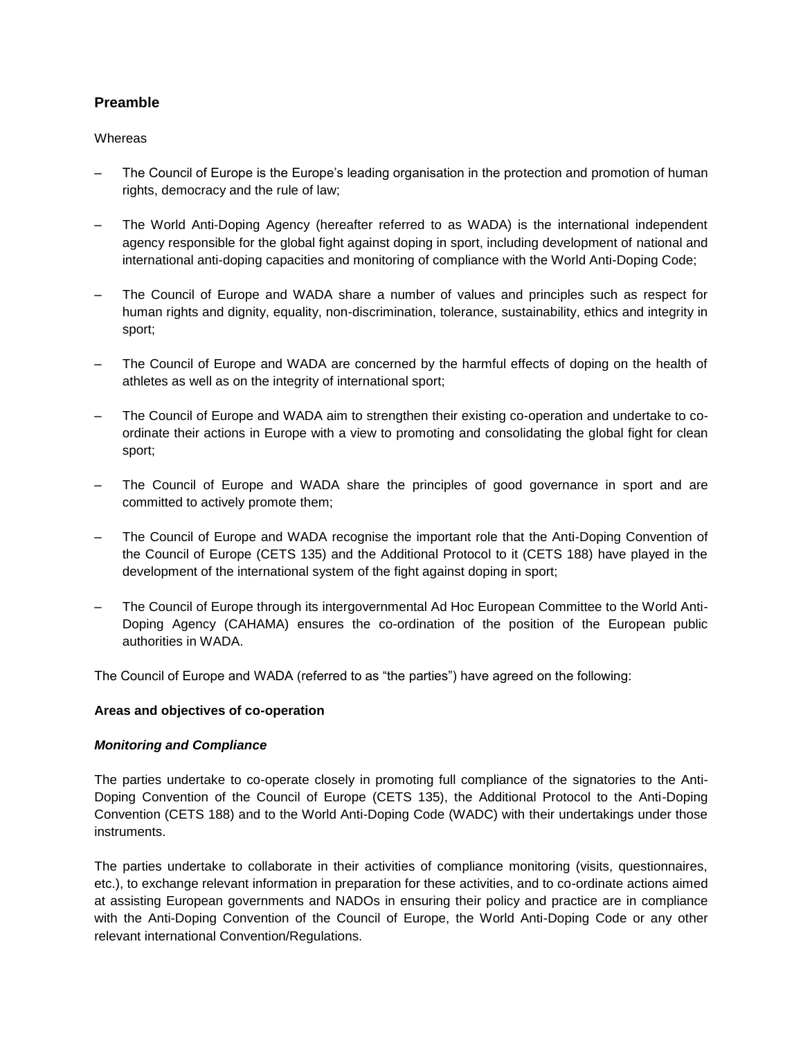## Preamble

Whereas

– The Council of Europe is the Europe's leading organisation in the protection and promotion of human rights, democracy and the rule of law;

– The World Anti-Doping Agency (hereafter referred to as WADA) is the international independent agency responsible for the global fight against doping in sport, including development of national and international anti-doping capacities and monitoring of compliance with the World Anti-Doping Code;

– The Council of Europe and WADA share a number of values and principles such as respect for human rights and dignity, equality, non-discrimination, tolerance, sustainability, ethics and integrity in sport;

– The Council of Europe and WADA are concerned by the harmful effects of doping on the health of athletes as well as on the integrity of international sport;

– The Council of Europe and WADA aim to strengthen their existing co-operation and undertake to co-ordinate their actions in Europe with a view to promoting and consolidating the global fight for clean sport;

– The Council of Europe and WADA share the principles of good governance in sport and are committed to actively promote them;

– The Council of Europe and WADA recognise the important role that the Anti-Doping Convention of the Council of Europe (CETS 135) and the Additional Protocol to it (CETS 188) have played in the development of the international system of the fight against doping in sport;

– The Council of Europe through its intergovernmental Ad Hoc European Committee to the World Anti-Doping Agency (CAHAMA) ensures the co-ordination of the position of the European public authorities in WADA.

The Council of Europe and WADA (referred to as "the parties") have agreed on the following:

**Areas and objectives of co-operation**

***Monitoring and Compliance***

The parties undertake to co-operate closely in promoting full compliance of the signatories to the Anti-Doping Convention of the Council of Europe (CETS 135), the Additional Protocol to the Anti-Doping Convention (CETS 188) and to the World Anti-Doping Code (WADC) with their undertakings under those instruments.

The parties undertake to collaborate in their activities of compliance monitoring (visits, questionnaires, etc.), to exchange relevant information in preparation for these activities, and to co-ordinate actions aimed at assisting European governments and NADOs in ensuring their policy and practice are in compliance with the Anti-Doping Convention of the Council of Europe, the World Anti-Doping Code or any other relevant international Convention/Regulations.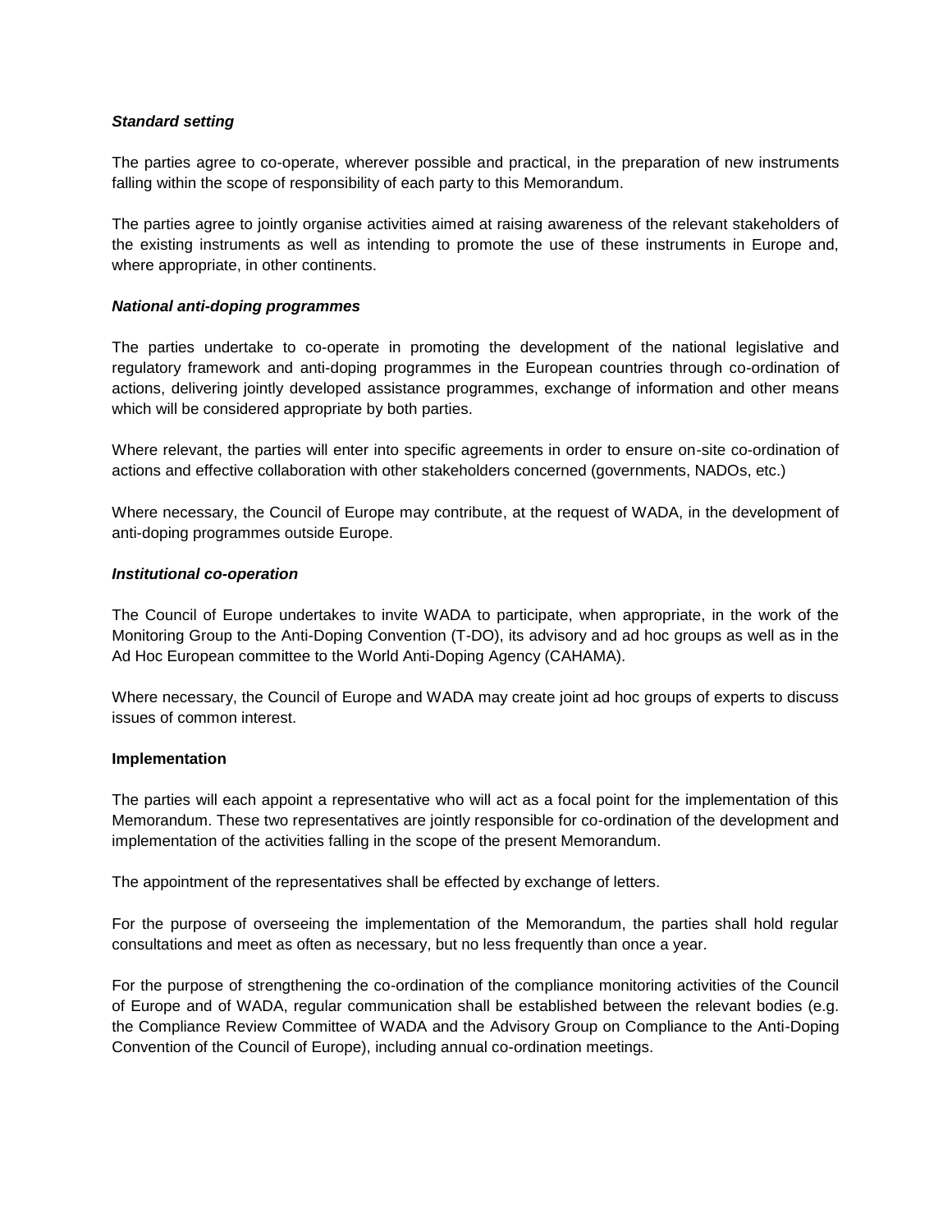***Standard setting***

The parties agree to co-operate, wherever possible and practical, in the preparation of new instruments falling within the scope of responsibility of each party to this Memorandum.

The parties agree to jointly organise activities aimed at raising awareness of the relevant stakeholders of the existing instruments as well as intending to promote the use of these instruments in Europe and, where appropriate, in other continents.

***National anti-doping programmes***

The parties undertake to co-operate in promoting the development of the national legislative and regulatory framework and anti-doping programmes in the European countries through co-ordination of actions, delivering jointly developed assistance programmes, exchange of information and other means which will be considered appropriate by both parties.

Where relevant, the parties will enter into specific agreements in order to ensure on-site co-ordination of actions and effective collaboration with other stakeholders concerned (governments, NADOs, etc.)

Where necessary, the Council of Europe may contribute, at the request of WADA, in the development of anti-doping programmes outside Europe.

***Institutional co-operation***

The Council of Europe undertakes to invite WADA to participate, when appropriate, in the work of the Monitoring Group to the Anti-Doping Convention (T-DO), its advisory and ad hoc groups as well as in the Ad Hoc European committee to the World Anti-Doping Agency (CAHAMA).

Where necessary, the Council of Europe and WADA may create joint ad hoc groups of experts to discuss issues of common interest.

**Implementation**

The parties will each appoint a representative who will act as a focal point for the implementation of this Memorandum. These two representatives are jointly responsible for co-ordination of the development and implementation of the activities falling in the scope of the present Memorandum.

The appointment of the representatives shall be effected by exchange of letters.

For the purpose of overseeing the implementation of the Memorandum, the parties shall hold regular consultations and meet as often as necessary, but no less frequently than once a year.

For the purpose of strengthening the co-ordination of the compliance monitoring activities of the Council of Europe and of WADA, regular communication shall be established between the relevant bodies (e.g. the Compliance Review Committee of WADA and the Advisory Group on Compliance to the Anti-Doping Convention of the Council of Europe), including annual co-ordination meetings.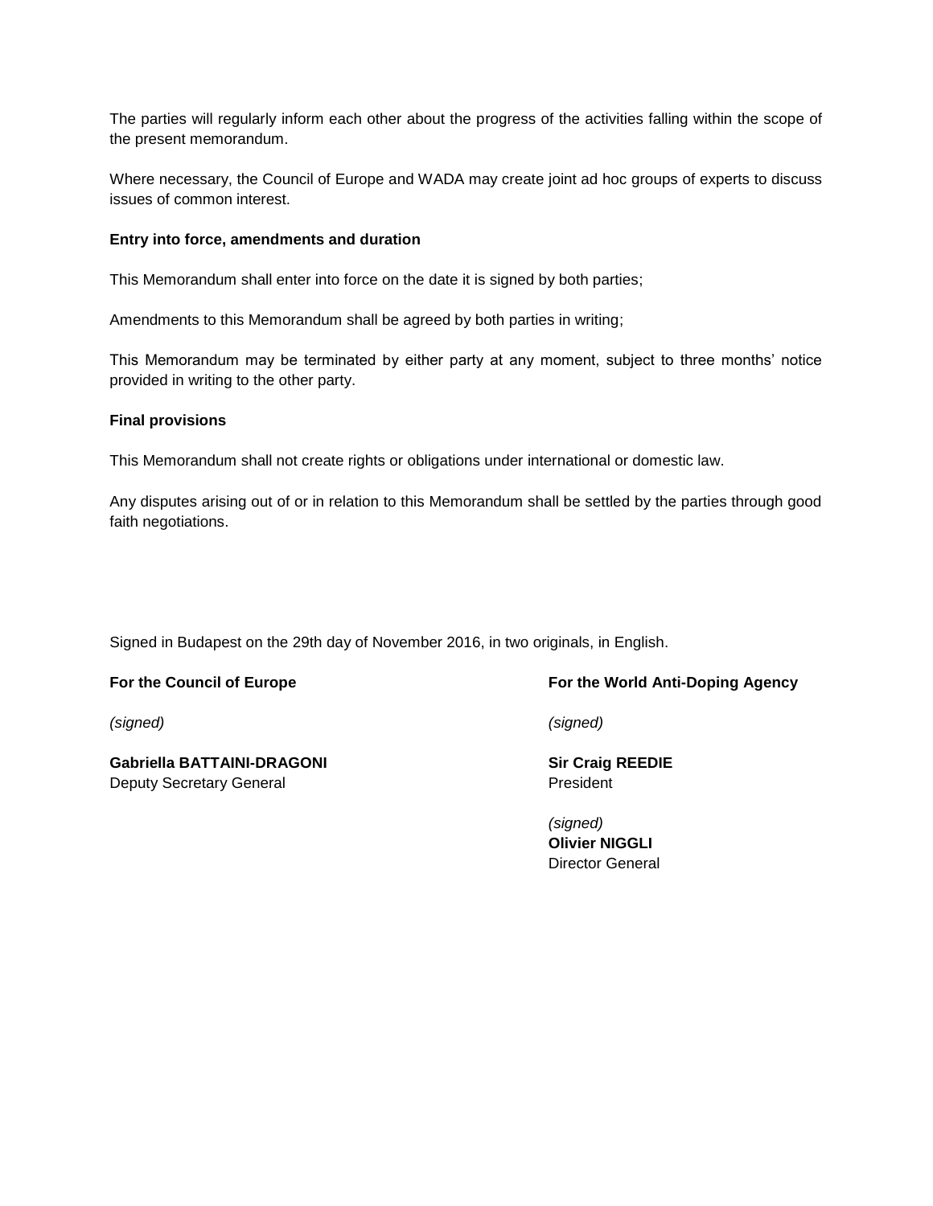The parties will regularly inform each other about the progress of the activities falling within the scope of the present memorandum.

Where necessary, the Council of Europe and WADA may create joint ad hoc groups of experts to discuss issues of common interest.

**Entry into force, amendments and duration**

This Memorandum shall enter into force on the date it is signed by both parties;

Amendments to this Memorandum shall be agreed by both parties in writing;

This Memorandum may be terminated by either party at any moment, subject to three months' notice provided in writing to the other party.

**Final provisions**

This Memorandum shall not create rights or obligations under international or domestic law.

Any disputes arising out of or in relation to this Memorandum shall be settled by the parties through good faith negotiations.

Signed in Budapest on the 29th day of November 2016, in two originals, in English.

**For the Council of Europe**

*(signed)*

**Gabriella BATTAINI-DRAGONI**
Deputy Secretary General

**For the World Anti-Doping Agency**

*(signed)*

**Sir Craig REEDIE**
President

*(signed)*
**Olivier NIGGLI**
Director General